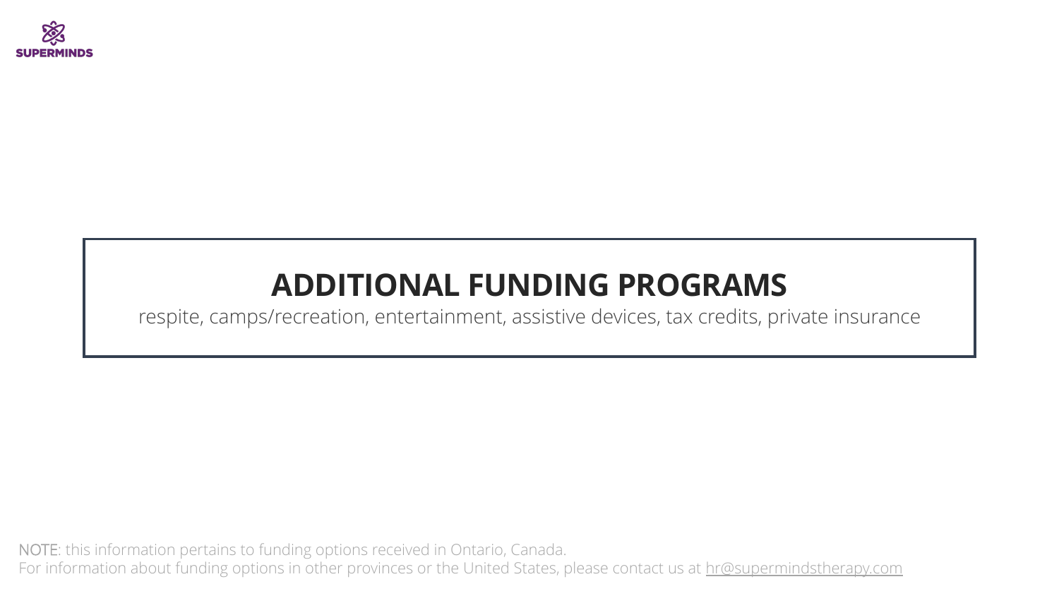SUPERMINDS

# ADDITIONAL FUNDING PROGRAMS

respite, camps/recreation, entertainment, assistive devices, tax credits, private insurance

NOTE: this information pertains to funding options received in Ontario, Canada.
For information about funding options in other provinces or the United States, please contact us at hr@supermindstherapy.com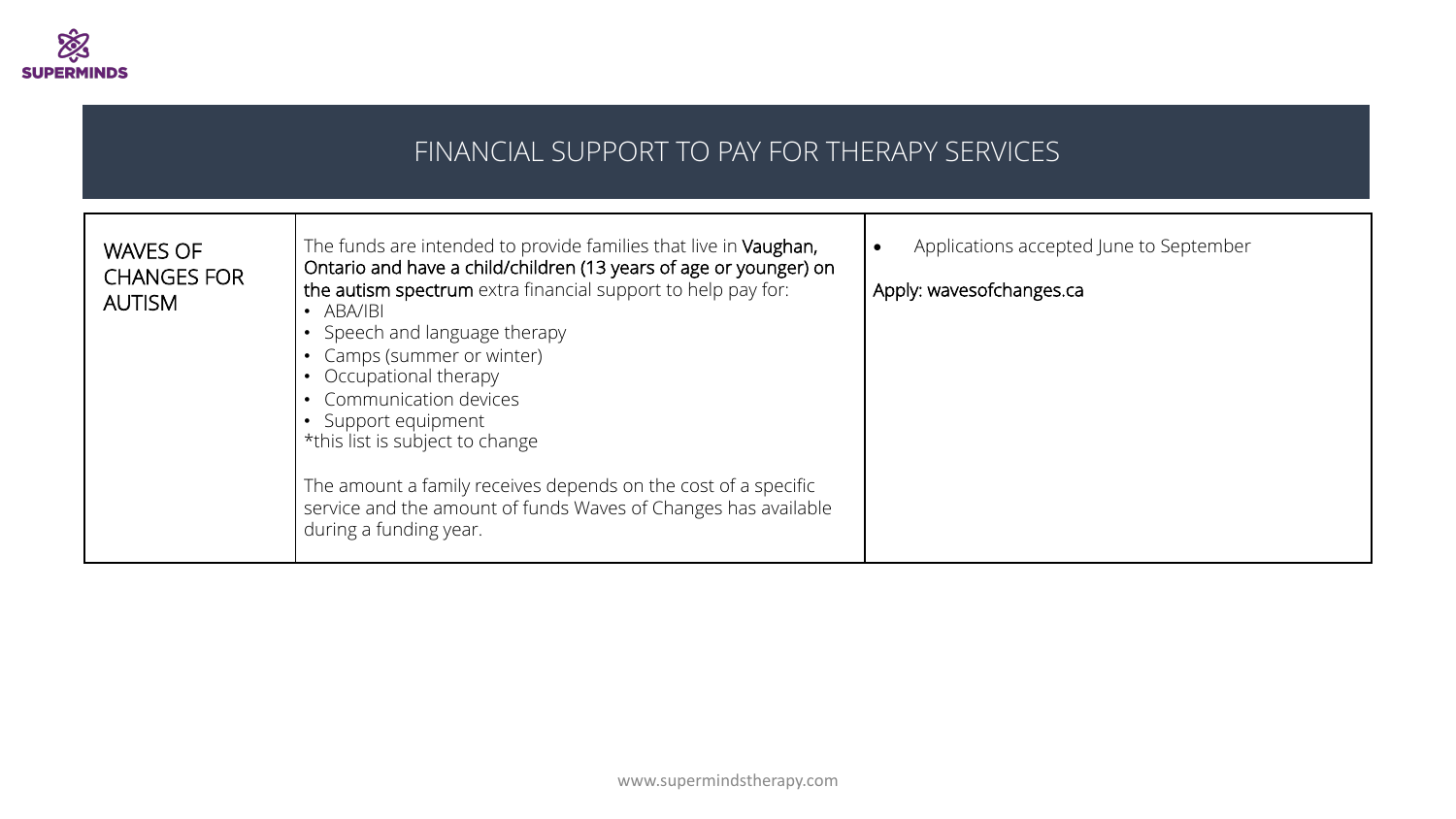# FINANCIAL SUPPORT TO PAY FOR THERAPY SERVICES

| | | |
|---|---|---|
| WAVES OF CHANGES FOR AUTISM | The funds are intended to provide families that live in **Vaughan, Ontario and have a child/children (13 years of age or younger) on the autism spectrum** extra financial support to help pay for:<br>• ABA/IBI<br>• Speech and language therapy<br>• Camps (summer or winter)<br>• Occupational therapy<br>• Communication devices<br>• Support equipment<br>*this list is subject to change<br><br>The amount a family receives depends on the cost of a specific service and the amount of funds Waves of Changes has available during a funding year. | • Applications accepted June to September<br><br>Apply: wavesofchanges.ca |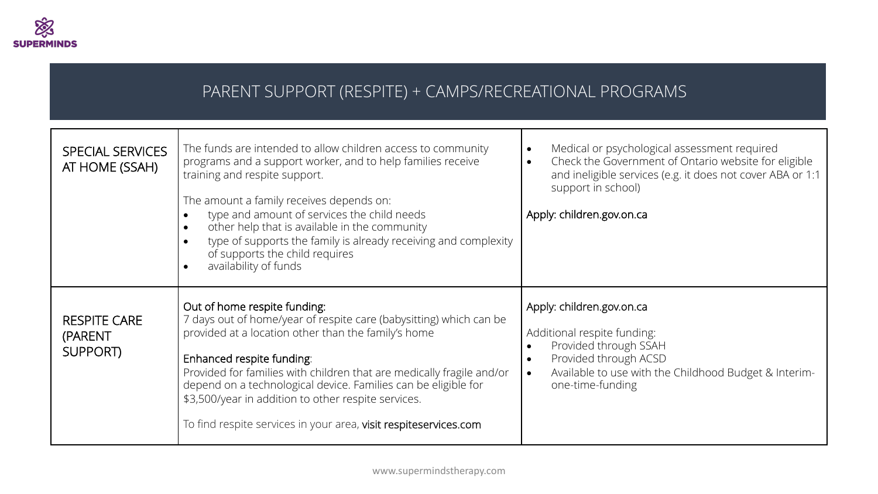# PARENT SUPPORT (RESPITE) + CAMPS/RECREATIONAL PROGRAMS

| | | |
|---|---|---|
| SPECIAL SERVICES AT HOME (SSAH) | The funds are intended to allow children access to community programs and a support worker, and to help families receive training and respite support.<br><br>The amount a family receives depends on:<br>• type and amount of services the child needs<br>• other help that is available in the community<br>• type of supports the family is already receiving and complexity of supports the child requires<br>• availability of funds | • Medical or psychological assessment required<br>• Check the Government of Ontario website for eligible and ineligible services (e.g. it does not cover ABA or 1:1 support in school)<br><br>Apply: children.gov.on.ca |
| RESPITE CARE (PARENT SUPPORT) | Out of home respite funding:<br>7 days out of home/year of respite care (babysitting) which can be provided at a location other than the family's home<br><br>Enhanced respite funding:<br>Provided for families with children that are medically fragile and/or depend on a technological device. Families can be eligible for $3,500/year in addition to other respite services.<br><br>To find respite services in your area, **visit respiteservices.com** | Apply: children.gov.on.ca<br><br>Additional respite funding:<br>• Provided through SSAH<br>• Provided through ACSD<br>• Available to use with the Childhood Budget & Interim-one-time-funding |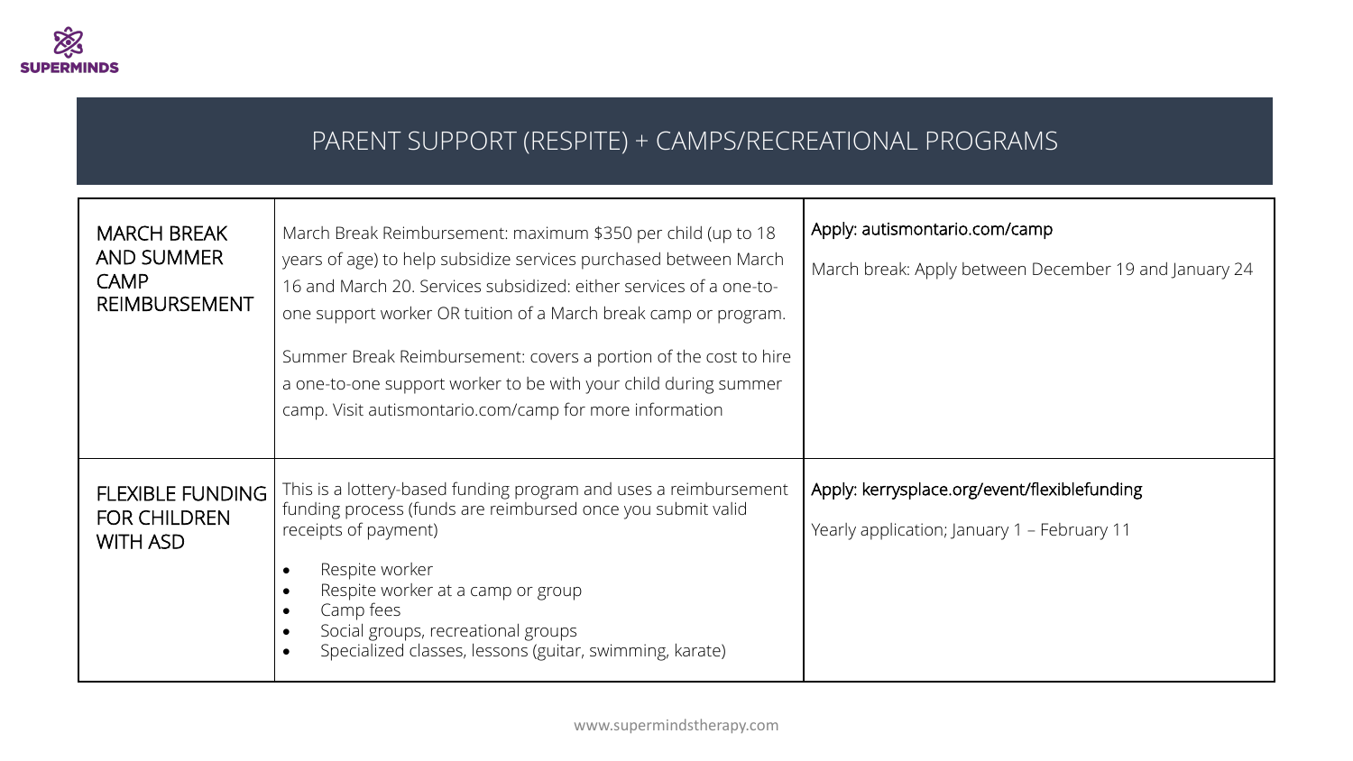## PARENT SUPPORT (RESPITE) + CAMPS/RECREATIONAL PROGRAMS

| | | |
|---|---|---|
| MARCH BREAK AND SUMMER CAMP REIMBURSEMENT | March Break Reimbursement: maximum $350 per child (up to 18 years of age) to help subsidize services purchased between March 16 and March 20. Services subsidized: either services of a one-to-one support worker OR tuition of a March break camp or program.<br><br>Summer Break Reimbursement: covers a portion of the cost to hire a one-to-one support worker to be with your child during summer camp. Visit autismontario.com/camp for more information | Apply: autismontario.com/camp<br><br>March break: Apply between December 19 and January 24 |
| FLEXIBLE FUNDING FOR CHILDREN WITH ASD | This is a lottery-based funding program and uses a reimbursement funding process (funds are reimbursed once you submit valid receipts of payment)<br><br>• Respite worker<br>• Respite worker at a camp or group<br>• Camp fees<br>• Social groups, recreational groups<br>• Specialized classes, lessons (guitar, swimming, karate) | Apply: kerrysplace.org/event/flexiblefunding<br><br>Yearly application; January 1 – February 11 |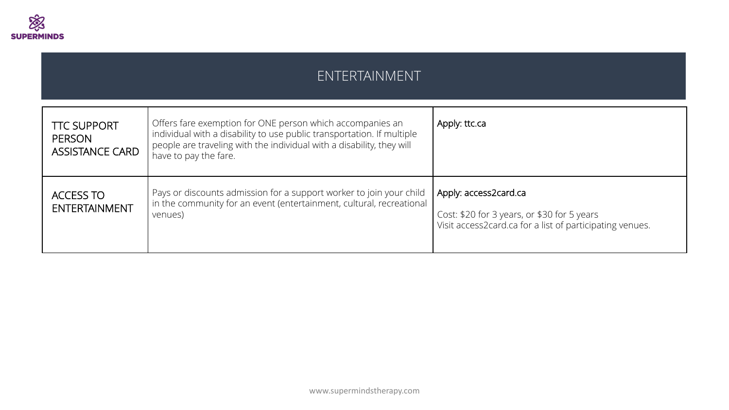## ENTERTAINMENT

| | | |
|---|---|---|
| TTC SUPPORT PERSON ASSISTANCE CARD | Offers fare exemption for ONE person which accompanies an individual with a disability to use public transportation. If multiple people are traveling with the individual with a disability, they will have to pay the fare. | Apply: ttc.ca |
| ACCESS TO ENTERTAINMENT | Pays or discounts admission for a support worker to join your child in the community for an event (entertainment, cultural, recreational venues) | Apply: access2card.ca<br><br>Cost: $20 for 3 years, or $30 for 5 years<br>Visit access2card.ca for a list of participating venues. |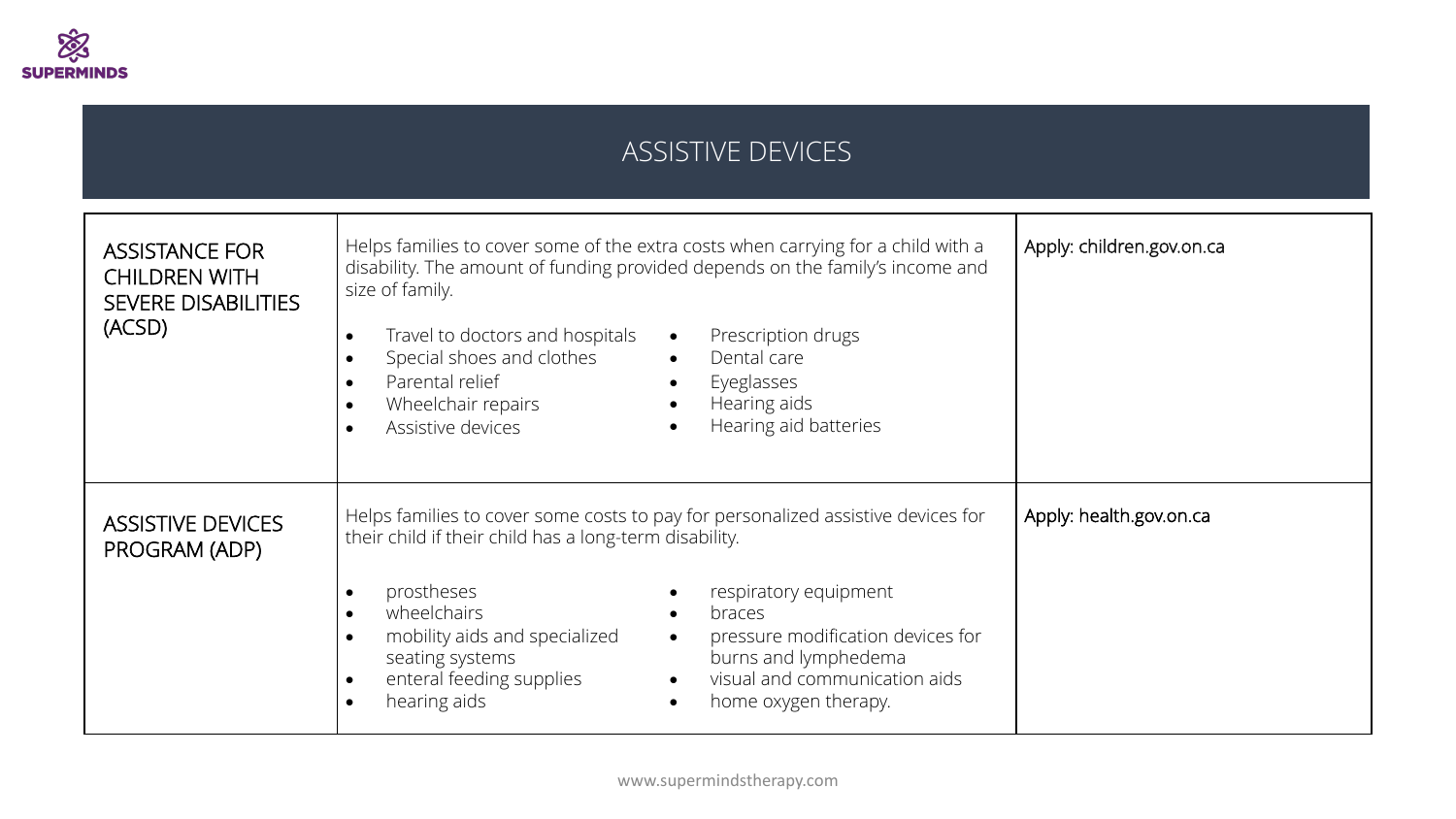# ASSISTIVE DEVICES

| | | |
|---|---|---|
| ASSISTANCE FOR CHILDREN WITH SEVERE DISABILITIES (ACSD) | Helps families to cover some of the extra costs when carrying for a child with a disability. The amount of funding provided depends on the family's income and size of family.<br><br>• Travel to doctors and hospitals<br>• Special shoes and clothes<br>• Parental relief<br>• Wheelchair repairs<br>• Assistive devices<br>• Prescription drugs<br>• Dental care<br>• Eyeglasses<br>• Hearing aids<br>• Hearing aid batteries | Apply: children.gov.on.ca |
| ASSISTIVE DEVICES PROGRAM (ADP) | Helps families to cover some costs to pay for personalized assistive devices for their child if their child has a long-term disability.<br><br>• prostheses<br>• wheelchairs<br>• mobility aids and specialized seating systems<br>• enteral feeding supplies<br>• hearing aids<br>• respiratory equipment<br>• braces<br>• pressure modification devices for burns and lymphedema<br>• visual and communication aids<br>• home oxygen therapy. | Apply: health.gov.on.ca |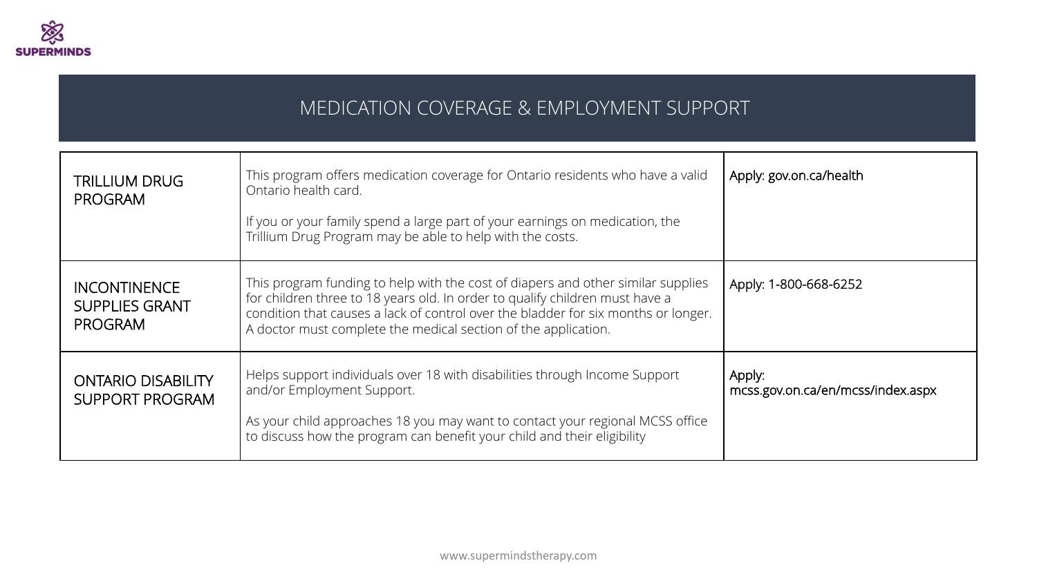## MEDICATION COVERAGE & EMPLOYMENT SUPPORT

| | | |
|---|---|---|
| TRILLIUM DRUG PROGRAM | This program offers medication coverage for Ontario residents who have a valid Ontario health card.<br><br>If you or your family spend a large part of your earnings on medication, the Trillium Drug Program may be able to help with the costs. | Apply: gov.on.ca/health |
| INCONTINENCE SUPPLIES GRANT PROGRAM | This program funding to help with the cost of diapers and other similar supplies for children three to 18 years old. In order to qualify children must have a condition that causes a lack of control over the bladder for six months or longer. A doctor must complete the medical section of the application. | Apply: 1-800-668-6252 |
| ONTARIO DISABILITY SUPPORT PROGRAM | Helps support individuals over 18 with disabilities through Income Support and/or Employment Support.<br><br>As your child approaches 18 you may want to contact your regional MCSS office to discuss how the program can benefit your child and their eligibility | Apply: mcss.gov.on.ca/en/mcss/index.aspx |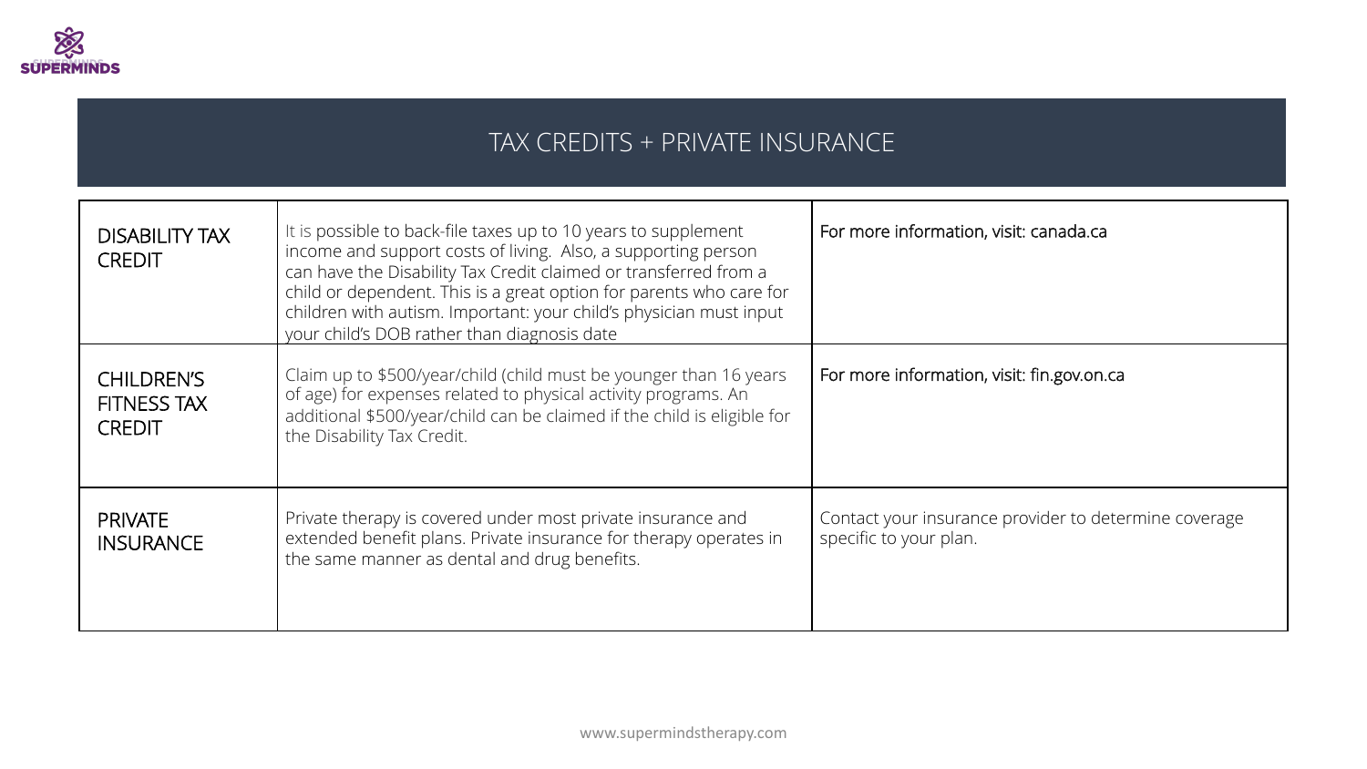# TAX CREDITS + PRIVATE INSURANCE

| | | |
|---|---|---|
| DISABILITY TAX CREDIT | It is possible to back-file taxes up to 10 years to supplement income and support costs of living. Also, a supporting person can have the Disability Tax Credit claimed or transferred from a child or dependent. This is a great option for parents who care for children with autism. Important: your child's physician must input your child's DOB rather than diagnosis date | For more information, visit: canada.ca |
| CHILDREN'S FITNESS TAX CREDIT | Claim up to $500/year/child (child must be younger than 16 years of age) for expenses related to physical activity programs. An additional $500/year/child can be claimed if the child is eligible for the Disability Tax Credit. | For more information, visit: fin.gov.on.ca |
| PRIVATE INSURANCE | Private therapy is covered under most private insurance and extended benefit plans. Private insurance for therapy operates in the same manner as dental and drug benefits. | Contact your insurance provider to determine coverage specific to your plan. |

www.supermindstherapy.com